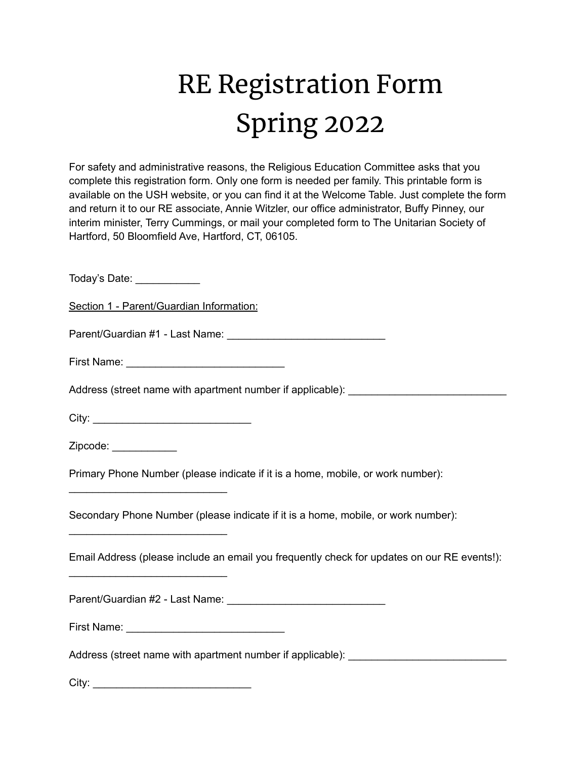# RE Registration Form
# Spring 2022

For safety and administrative reasons, the Religious Education Committee asks that you complete this registration form. Only one form is needed per family. This printable form is available on the USH website, or you can find it at the Welcome Table. Just complete the form and return it to our RE associate, Annie Witzler, our office administrator, Buffy Pinney, our interim minister, Terry Cummings, or mail your completed form to The Unitarian Society of Hartford, 50 Bloomfield Ave, Hartford, CT, 06105.

Today's Date: ___________

<u>Section 1 - Parent/Guardian Information:</u>

Parent/Guardian #1 - Last Name: ___________________________

First Name: ___________________________

Address (street name with apartment number if applicable): ___________________________

City: ___________________________

Zipcode: ___________

Primary Phone Number (please indicate if it is a home, mobile, or work number): ___________________________

Secondary Phone Number (please indicate if it is a home, mobile, or work number): ___________________________

Email Address (please include an email you frequently check for updates on our RE events!): ___________________________

Parent/Guardian #2 - Last Name: ___________________________

First Name: ___________________________

Address (street name with apartment number if applicable): ___________________________

City: ___________________________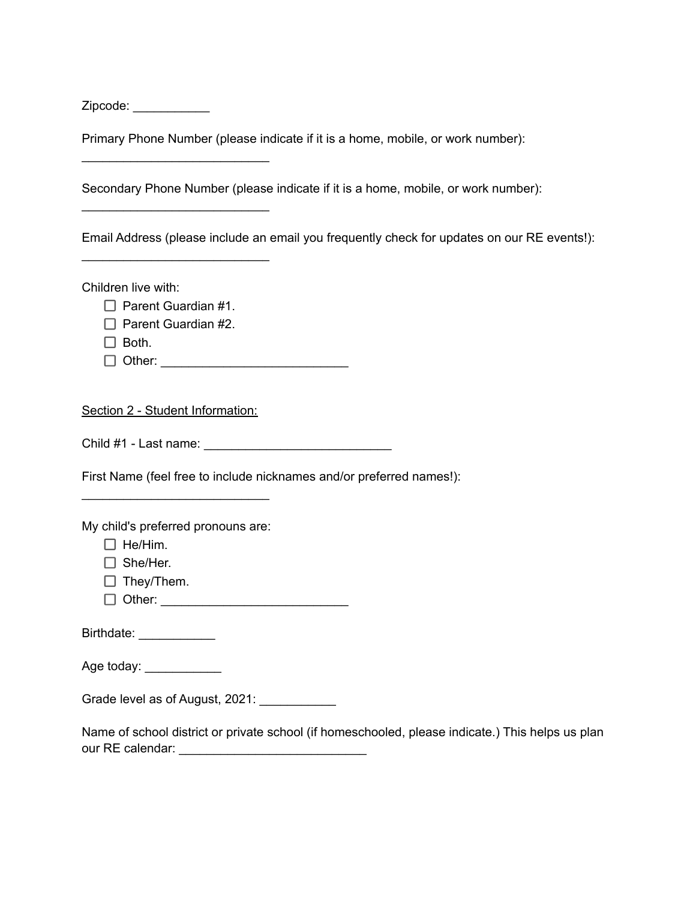Zipcode: ___________

Primary Phone Number (please indicate if it is a home, mobile, or work number):

___________________________

Secondary Phone Number (please indicate if it is a home, mobile, or work number):

___________________________

Email Address (please include an email you frequently check for updates on our RE events!):

___________________________

Children live with:

- ☐ Parent Guardian #1.
- ☐ Parent Guardian #2.
- ☐ Both.
- ☐ Other: ___________________________

Section 2 - Student Information:

Child #1 - Last name: ___________________________

First Name (feel free to include nicknames and/or preferred names!):

___________________________

My child's preferred pronouns are:

- ☐ He/Him.
- ☐ She/Her.
- ☐ They/Them.
- ☐ Other: ___________________________

Birthdate: ___________

Age today: ___________

Grade level as of August, 2021: ___________

Name of school district or private school (if homeschooled, please indicate.) This helps us plan our RE calendar: ___________________________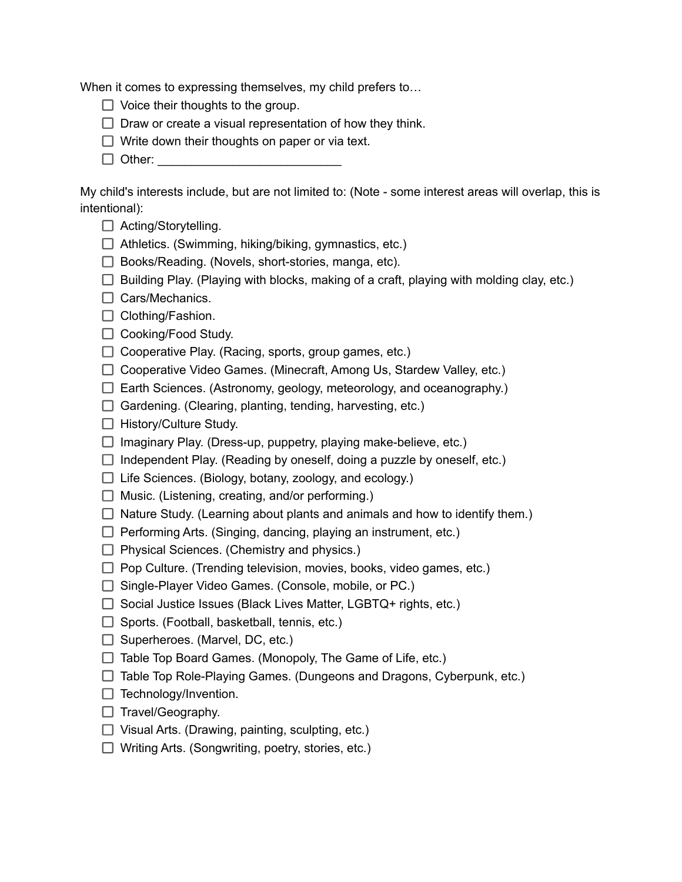When it comes to expressing themselves, my child prefers to…

- [ ] Voice their thoughts to the group.
- [ ] Draw or create a visual representation of how they think.
- [ ] Write down their thoughts on paper or via text.
- [ ] Other: ___________________________

My child's interests include, but are not limited to: (Note - some interest areas will overlap, this is intentional):

- [ ] Acting/Storytelling.
- [ ] Athletics. (Swimming, hiking/biking, gymnastics, etc.)
- [ ] Books/Reading. (Novels, short-stories, manga, etc).
- [ ] Building Play. (Playing with blocks, making of a craft, playing with molding clay, etc.)
- [ ] Cars/Mechanics.
- [ ] Clothing/Fashion.
- [ ] Cooking/Food Study.
- [ ] Cooperative Play. (Racing, sports, group games, etc.)
- [ ] Cooperative Video Games. (Minecraft, Among Us, Stardew Valley, etc.)
- [ ] Earth Sciences. (Astronomy, geology, meteorology, and oceanography.)
- [ ] Gardening. (Clearing, planting, tending, harvesting, etc.)
- [ ] History/Culture Study.
- [ ] Imaginary Play. (Dress-up, puppetry, playing make-believe, etc.)
- [ ] Independent Play. (Reading by oneself, doing a puzzle by oneself, etc.)
- [ ] Life Sciences. (Biology, botany, zoology, and ecology.)
- [ ] Music. (Listening, creating, and/or performing.)
- [ ] Nature Study. (Learning about plants and animals and how to identify them.)
- [ ] Performing Arts. (Singing, dancing, playing an instrument, etc.)
- [ ] Physical Sciences. (Chemistry and physics.)
- [ ] Pop Culture. (Trending television, movies, books, video games, etc.)
- [ ] Single-Player Video Games. (Console, mobile, or PC.)
- [ ] Social Justice Issues (Black Lives Matter, LGBTQ+ rights, etc.)
- [ ] Sports. (Football, basketball, tennis, etc.)
- [ ] Superheroes. (Marvel, DC, etc.)
- [ ] Table Top Board Games. (Monopoly, The Game of Life, etc.)
- [ ] Table Top Role-Playing Games. (Dungeons and Dragons, Cyberpunk, etc.)
- [ ] Technology/Invention.
- [ ] Travel/Geography.
- [ ] Visual Arts. (Drawing, painting, sculpting, etc.)
- [ ] Writing Arts. (Songwriting, poetry, stories, etc.)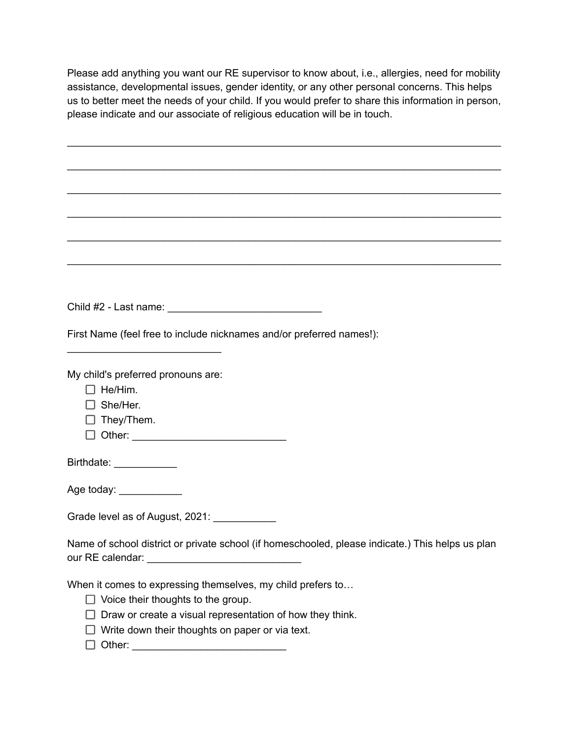Please add anything you want our RE supervisor to know about, i.e., allergies, need for mobility assistance, developmental issues, gender identity, or any other personal concerns. This helps us to better meet the needs of your child. If you would prefer to share this information in person, please indicate and our associate of religious education will be in touch.

______________________________________________________________________________

______________________________________________________________________________

______________________________________________________________________________

______________________________________________________________________________

______________________________________________________________________________

______________________________________________________________________________

Child #2 - Last name: ___________________________

First Name (feel free to include nicknames and/or preferred names!):
___________________________

My child's preferred pronouns are:

- ☐ He/Him.
- ☐ She/Her.
- ☐ They/Them.
- ☐ Other: ___________________________

Birthdate: ___________

Age today: ___________

Grade level as of August, 2021: ___________

Name of school district or private school (if homeschooled, please indicate.) This helps us plan our RE calendar: ___________________________

When it comes to expressing themselves, my child prefers to…

- ☐ Voice their thoughts to the group.
- ☐ Draw or create a visual representation of how they think.
- ☐ Write down their thoughts on paper or via text.
- ☐ Other: ___________________________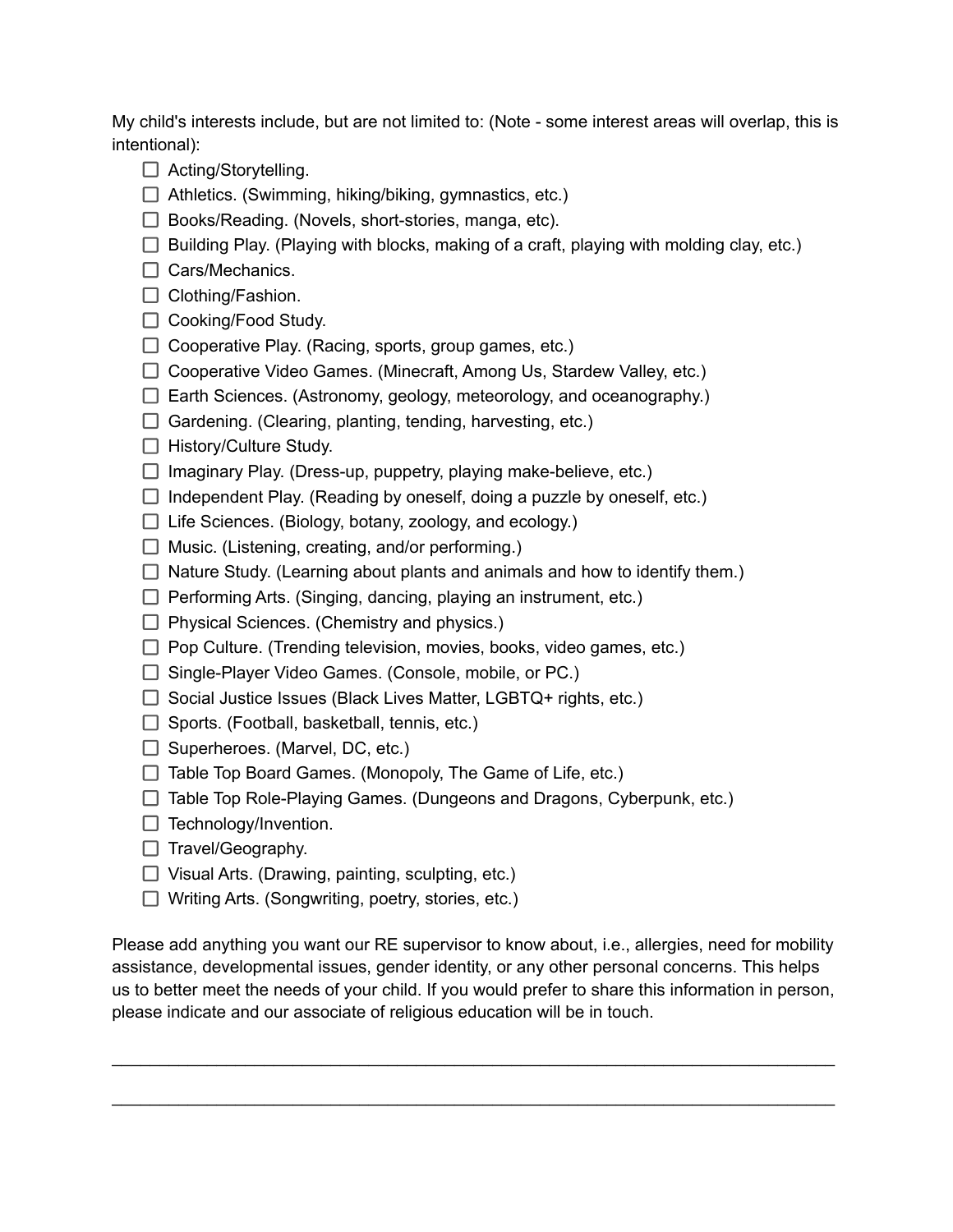My child's interests include, but are not limited to: (Note - some interest areas will overlap, this is intentional):

- [ ] Acting/Storytelling.
- [ ] Athletics. (Swimming, hiking/biking, gymnastics, etc.)
- [ ] Books/Reading. (Novels, short-stories, manga, etc).
- [ ] Building Play. (Playing with blocks, making of a craft, playing with molding clay, etc.)
- [ ] Cars/Mechanics.
- [ ] Clothing/Fashion.
- [ ] Cooking/Food Study.
- [ ] Cooperative Play. (Racing, sports, group games, etc.)
- [ ] Cooperative Video Games. (Minecraft, Among Us, Stardew Valley, etc.)
- [ ] Earth Sciences. (Astronomy, geology, meteorology, and oceanography.)
- [ ] Gardening. (Clearing, planting, tending, harvesting, etc.)
- [ ] History/Culture Study.
- [ ] Imaginary Play. (Dress-up, puppetry, playing make-believe, etc.)
- [ ] Independent Play. (Reading by oneself, doing a puzzle by oneself, etc.)
- [ ] Life Sciences. (Biology, botany, zoology, and ecology.)
- [ ] Music. (Listening, creating, and/or performing.)
- [ ] Nature Study. (Learning about plants and animals and how to identify them.)
- [ ] Performing Arts. (Singing, dancing, playing an instrument, etc.)
- [ ] Physical Sciences. (Chemistry and physics.)
- [ ] Pop Culture. (Trending television, movies, books, video games, etc.)
- [ ] Single-Player Video Games. (Console, mobile, or PC.)
- [ ] Social Justice Issues (Black Lives Matter, LGBTQ+ rights, etc.)
- [ ] Sports. (Football, basketball, tennis, etc.)
- [ ] Superheroes. (Marvel, DC, etc.)
- [ ] Table Top Board Games. (Monopoly, The Game of Life, etc.)
- [ ] Table Top Role-Playing Games. (Dungeons and Dragons, Cyberpunk, etc.)
- [ ] Technology/Invention.
- [ ] Travel/Geography.
- [ ] Visual Arts. (Drawing, painting, sculpting, etc.)
- [ ] Writing Arts. (Songwriting, poetry, stories, etc.)

Please add anything you want our RE supervisor to know about, i.e., allergies, need for mobility assistance, developmental issues, gender identity, or any other personal concerns. This helps us to better meet the needs of your child. If you would prefer to share this information in person, please indicate and our associate of religious education will be in touch.

______________________________________________________________________________

______________________________________________________________________________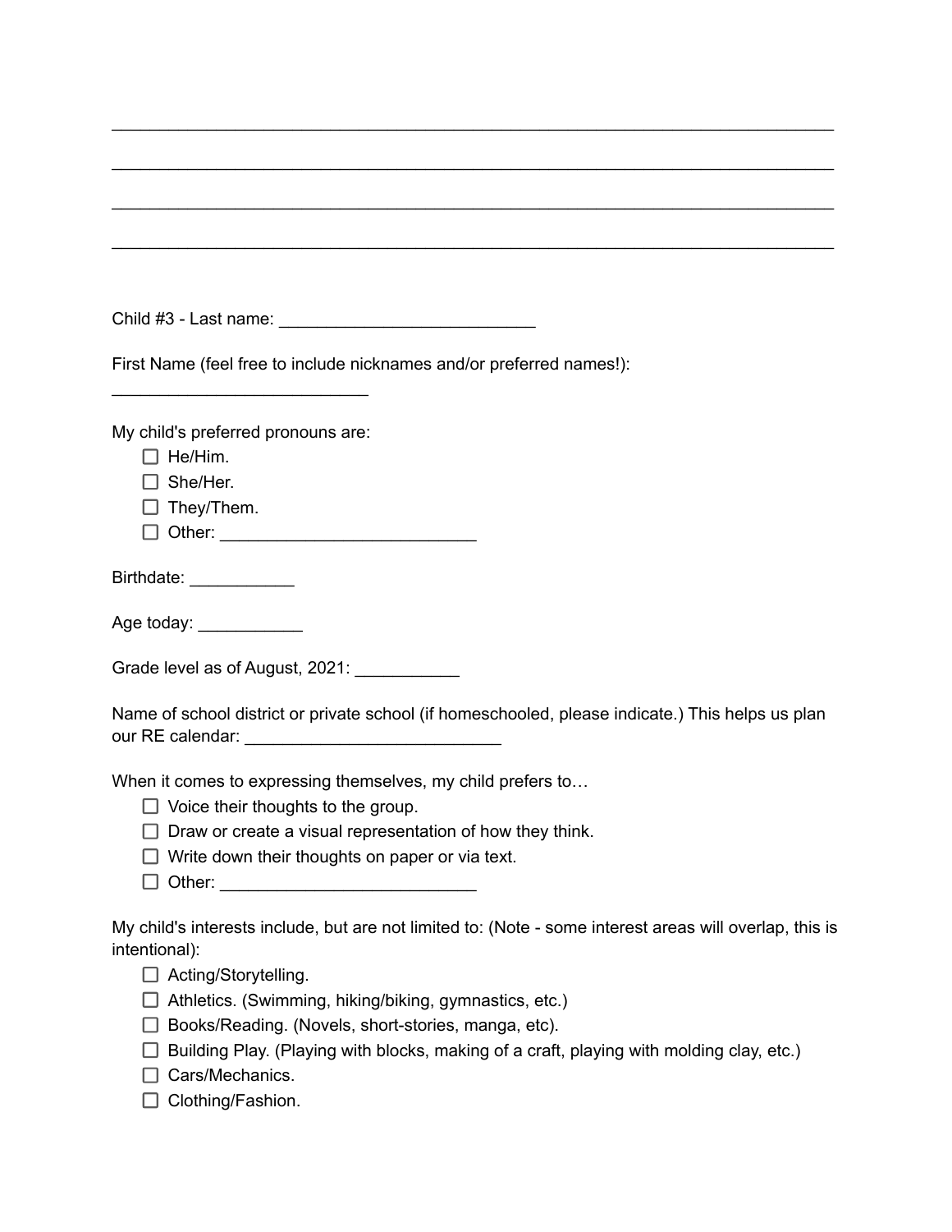\_\_\_\_\_\_\_\_\_\_\_\_\_\_\_\_\_\_\_\_\_\_\_\_\_\_\_\_\_\_\_\_\_\_\_\_\_\_\_\_\_\_\_\_\_\_\_\_\_\_\_\_\_\_\_\_\_\_\_\_\_\_\_\_\_\_\_\_\_\_\_\_\_\_

\_\_\_\_\_\_\_\_\_\_\_\_\_\_\_\_\_\_\_\_\_\_\_\_\_\_\_\_\_\_\_\_\_\_\_\_\_\_\_\_\_\_\_\_\_\_\_\_\_\_\_\_\_\_\_\_\_\_\_\_\_\_\_\_\_\_\_\_\_\_\_\_\_\_

\_\_\_\_\_\_\_\_\_\_\_\_\_\_\_\_\_\_\_\_\_\_\_\_\_\_\_\_\_\_\_\_\_\_\_\_\_\_\_\_\_\_\_\_\_\_\_\_\_\_\_\_\_\_\_\_\_\_\_\_\_\_\_\_\_\_\_\_\_\_\_\_\_\_

\_\_\_\_\_\_\_\_\_\_\_\_\_\_\_\_\_\_\_\_\_\_\_\_\_\_\_\_\_\_\_\_\_\_\_\_\_\_\_\_\_\_\_\_\_\_\_\_\_\_\_\_\_\_\_\_\_\_\_\_\_\_\_\_\_\_\_\_\_\_\_\_\_\_

Child #3 - Last name: \_\_\_\_\_\_\_\_\_\_\_\_\_\_\_\_\_\_\_\_\_\_\_\_\_\_\_

First Name (feel free to include nicknames and/or preferred names!): \_\_\_\_\_\_\_\_\_\_\_\_\_\_\_\_\_\_\_\_\_\_\_\_\_\_\_

My child's preferred pronouns are:

- [ ] He/Him.
- [ ] She/Her.
- [ ] They/Them.
- [ ] Other: \_\_\_\_\_\_\_\_\_\_\_\_\_\_\_\_\_\_\_\_\_\_\_\_\_\_\_

Birthdate: \_\_\_\_\_\_\_\_\_\_\_

Age today: \_\_\_\_\_\_\_\_\_\_\_

Grade level as of August, 2021: \_\_\_\_\_\_\_\_\_\_\_

Name of school district or private school (if homeschooled, please indicate.) This helps us plan our RE calendar: \_\_\_\_\_\_\_\_\_\_\_\_\_\_\_\_\_\_\_\_\_\_\_\_\_\_\_

When it comes to expressing themselves, my child prefers to…

- [ ] Voice their thoughts to the group.
- [ ] Draw or create a visual representation of how they think.
- [ ] Write down their thoughts on paper or via text.
- [ ] Other: \_\_\_\_\_\_\_\_\_\_\_\_\_\_\_\_\_\_\_\_\_\_\_\_\_\_\_

My child's interests include, but are not limited to: (Note - some interest areas will overlap, this is intentional):

- [ ] Acting/Storytelling.
- [ ] Athletics. (Swimming, hiking/biking, gymnastics, etc.)
- [ ] Books/Reading. (Novels, short-stories, manga, etc).
- [ ] Building Play. (Playing with blocks, making of a craft, playing with molding clay, etc.)
- [ ] Cars/Mechanics.
- [ ] Clothing/Fashion.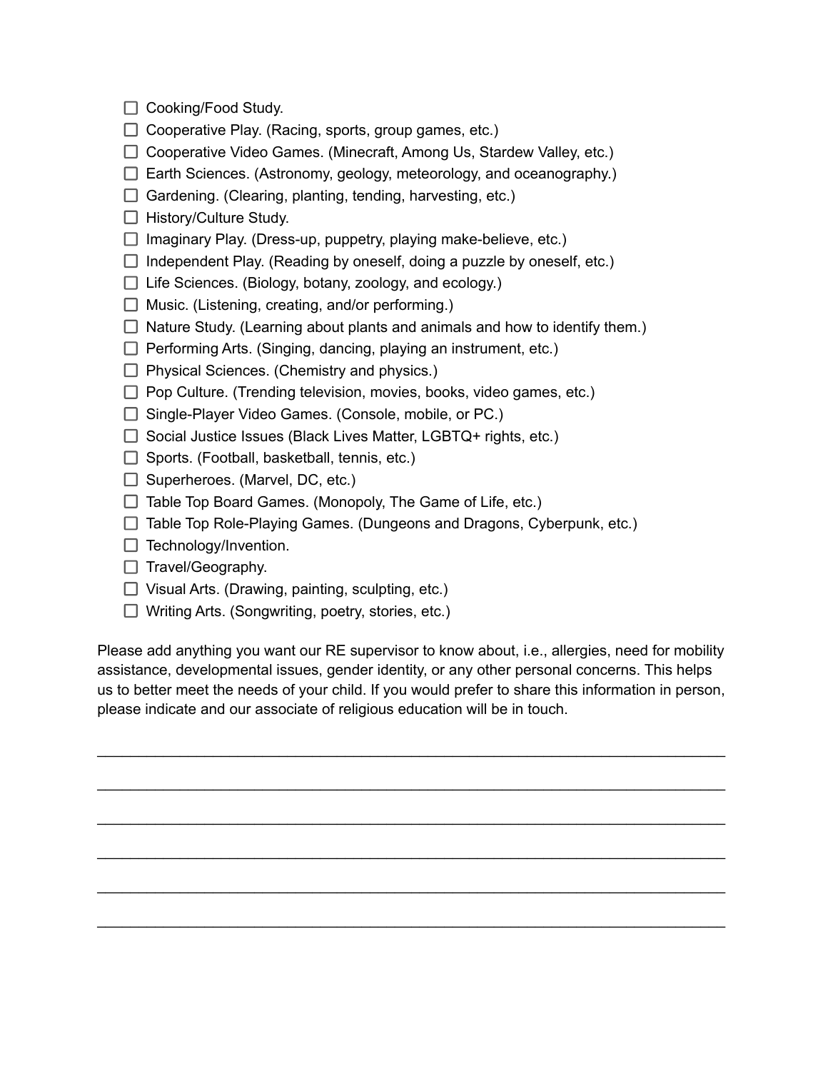- [ ] Cooking/Food Study.
- [ ] Cooperative Play. (Racing, sports, group games, etc.)
- [ ] Cooperative Video Games. (Minecraft, Among Us, Stardew Valley, etc.)
- [ ] Earth Sciences. (Astronomy, geology, meteorology, and oceanography.)
- [ ] Gardening. (Clearing, planting, tending, harvesting, etc.)
- [ ] History/Culture Study.
- [ ] Imaginary Play. (Dress-up, puppetry, playing make-believe, etc.)
- [ ] Independent Play. (Reading by oneself, doing a puzzle by oneself, etc.)
- [ ] Life Sciences. (Biology, botany, zoology, and ecology.)
- [ ] Music. (Listening, creating, and/or performing.)
- [ ] Nature Study. (Learning about plants and animals and how to identify them.)
- [ ] Performing Arts. (Singing, dancing, playing an instrument, etc.)
- [ ] Physical Sciences. (Chemistry and physics.)
- [ ] Pop Culture. (Trending television, movies, books, video games, etc.)
- [ ] Single-Player Video Games. (Console, mobile, or PC.)
- [ ] Social Justice Issues (Black Lives Matter, LGBTQ+ rights, etc.)
- [ ] Sports. (Football, basketball, tennis, etc.)
- [ ] Superheroes. (Marvel, DC, etc.)
- [ ] Table Top Board Games. (Monopoly, The Game of Life, etc.)
- [ ] Table Top Role-Playing Games. (Dungeons and Dragons, Cyberpunk, etc.)
- [ ] Technology/Invention.
- [ ] Travel/Geography.
- [ ] Visual Arts. (Drawing, painting, sculpting, etc.)
- [ ] Writing Arts. (Songwriting, poetry, stories, etc.)

Please add anything you want our RE supervisor to know about, i.e., allergies, need for mobility assistance, developmental issues, gender identity, or any other personal concerns. This helps us to better meet the needs of your child. If you would prefer to share this information in person, please indicate and our associate of religious education will be in touch.

______________________________________________________________________________

______________________________________________________________________________

______________________________________________________________________________

______________________________________________________________________________

______________________________________________________________________________

______________________________________________________________________________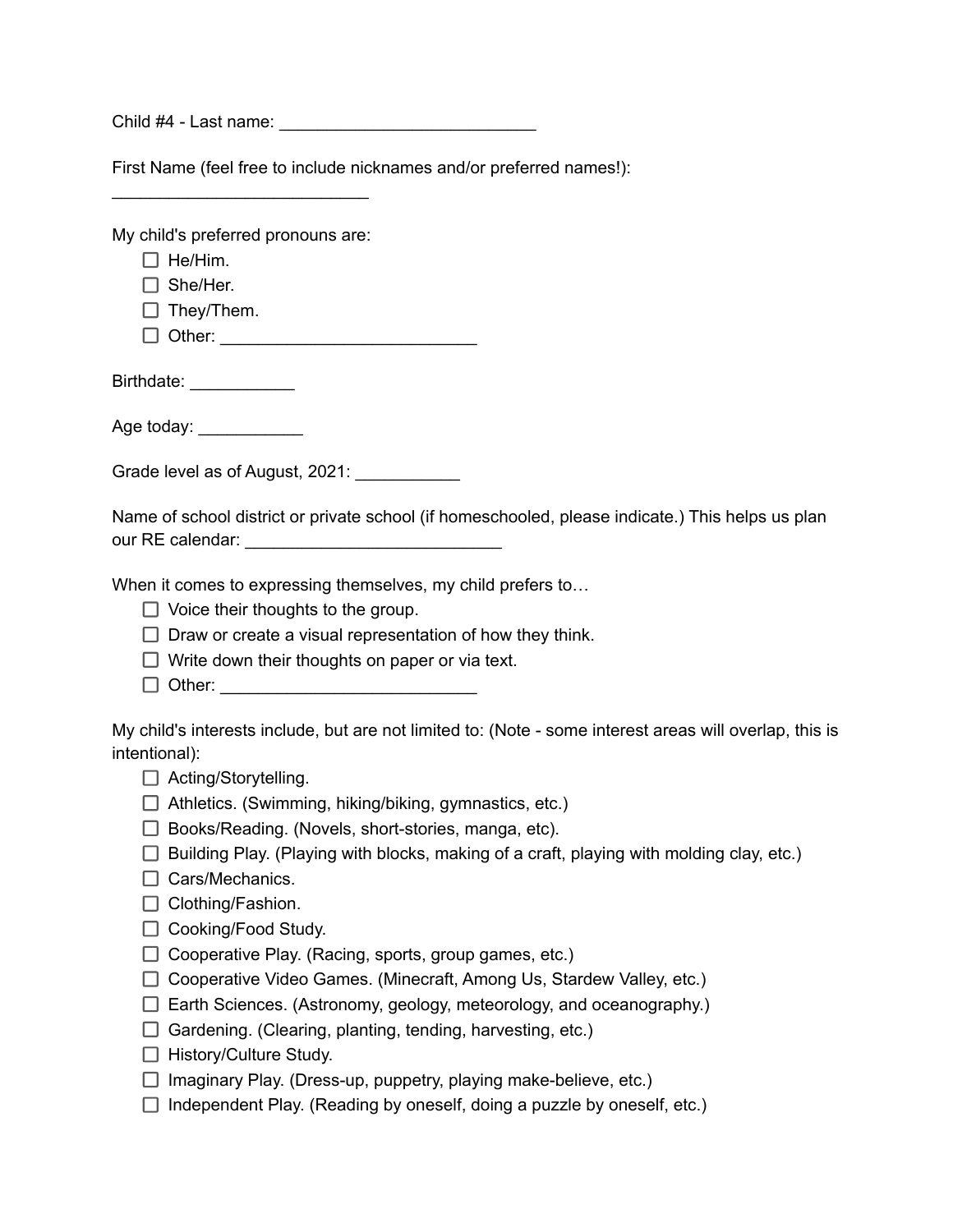Child #4 - Last name: ___________________________

First Name (feel free to include nicknames and/or preferred names!):
___________________________

My child's preferred pronouns are:

- [ ] He/Him.
- [ ] She/Her.
- [ ] They/Them.
- [ ] Other: ___________________________

Birthdate: ___________

Age today: ___________

Grade level as of August, 2021: ___________

Name of school district or private school (if homeschooled, please indicate.) This helps us plan our RE calendar: ___________________________

When it comes to expressing themselves, my child prefers to…

- [ ] Voice their thoughts to the group.
- [ ] Draw or create a visual representation of how they think.
- [ ] Write down their thoughts on paper or via text.
- [ ] Other: ___________________________

My child's interests include, but are not limited to: (Note - some interest areas will overlap, this is intentional):

- [ ] Acting/Storytelling.
- [ ] Athletics. (Swimming, hiking/biking, gymnastics, etc.)
- [ ] Books/Reading. (Novels, short-stories, manga, etc).
- [ ] Building Play. (Playing with blocks, making of a craft, playing with molding clay, etc.)
- [ ] Cars/Mechanics.
- [ ] Clothing/Fashion.
- [ ] Cooking/Food Study.
- [ ] Cooperative Play. (Racing, sports, group games, etc.)
- [ ] Cooperative Video Games. (Minecraft, Among Us, Stardew Valley, etc.)
- [ ] Earth Sciences. (Astronomy, geology, meteorology, and oceanography.)
- [ ] Gardening. (Clearing, planting, tending, harvesting, etc.)
- [ ] History/Culture Study.
- [ ] Imaginary Play. (Dress-up, puppetry, playing make-believe, etc.)
- [ ] Independent Play. (Reading by oneself, doing a puzzle by oneself, etc.)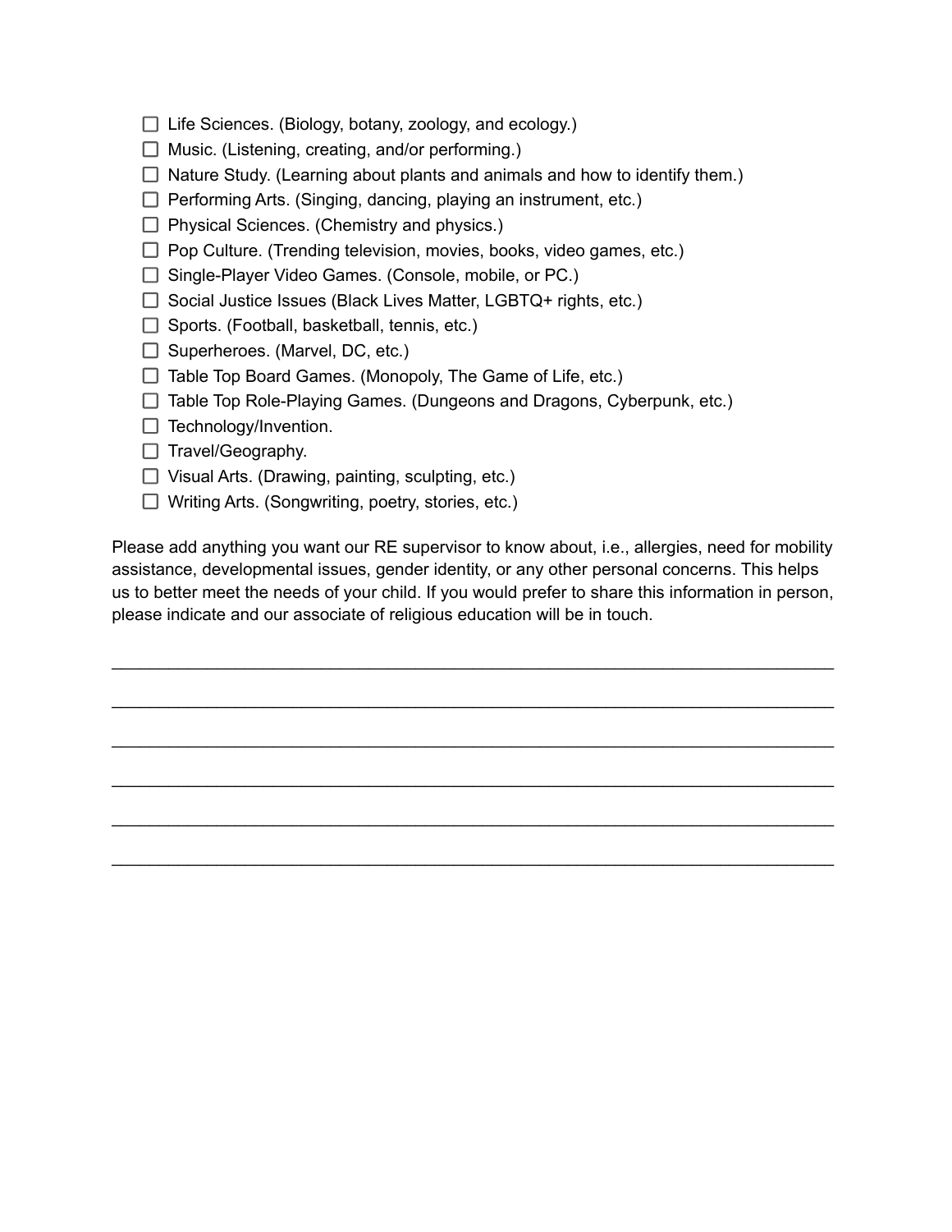- [ ] Life Sciences. (Biology, botany, zoology, and ecology.)
- [ ] Music. (Listening, creating, and/or performing.)
- [ ] Nature Study. (Learning about plants and animals and how to identify them.)
- [ ] Performing Arts. (Singing, dancing, playing an instrument, etc.)
- [ ] Physical Sciences. (Chemistry and physics.)
- [ ] Pop Culture. (Trending television, movies, books, video games, etc.)
- [ ] Single-Player Video Games. (Console, mobile, or PC.)
- [ ] Social Justice Issues (Black Lives Matter, LGBTQ+ rights, etc.)
- [ ] Sports. (Football, basketball, tennis, etc.)
- [ ] Superheroes. (Marvel, DC, etc.)
- [ ] Table Top Board Games. (Monopoly, The Game of Life, etc.)
- [ ] Table Top Role-Playing Games. (Dungeons and Dragons, Cyberpunk, etc.)
- [ ] Technology/Invention.
- [ ] Travel/Geography.
- [ ] Visual Arts. (Drawing, painting, sculpting, etc.)
- [ ] Writing Arts. (Songwriting, poetry, stories, etc.)

Please add anything you want our RE supervisor to know about, i.e., allergies, need for mobility assistance, developmental issues, gender identity, or any other personal concerns. This helps us to better meet the needs of your child. If you would prefer to share this information in person, please indicate and our associate of religious education will be in touch.

______________________________________________________________________

______________________________________________________________________

______________________________________________________________________

______________________________________________________________________

______________________________________________________________________

______________________________________________________________________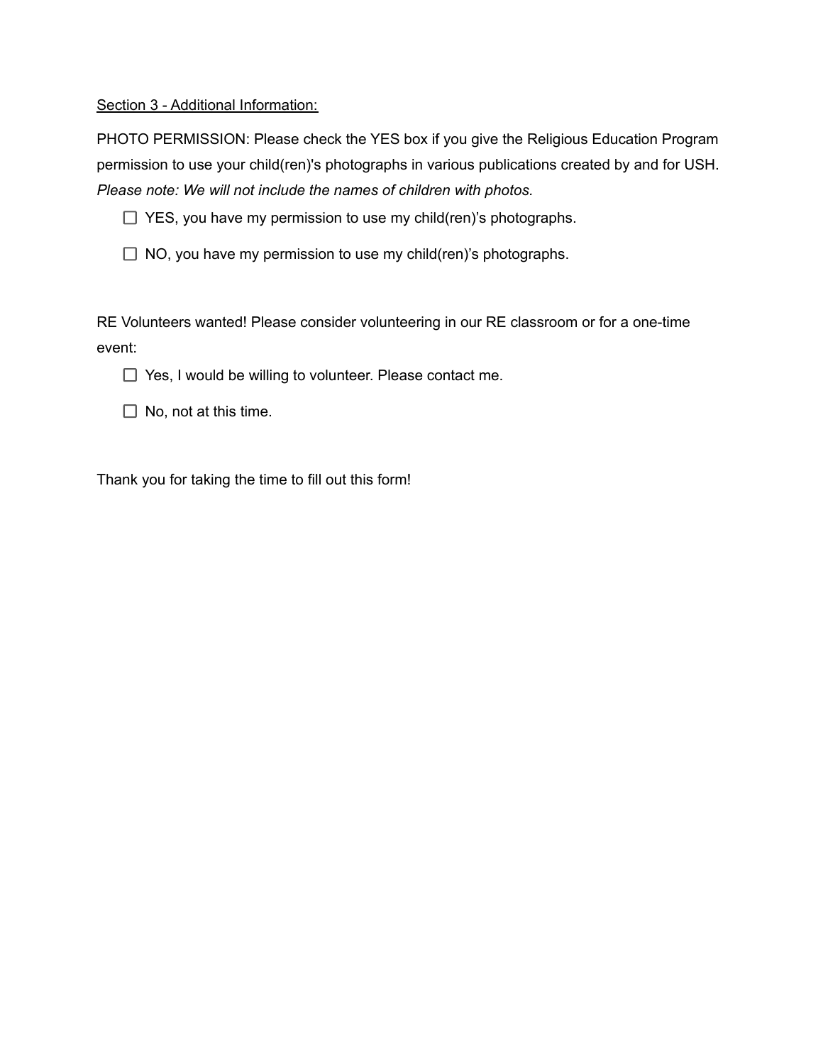<u>Section 3 - Additional Information:</u>

PHOTO PERMISSION: Please check the YES box if you give the Religious Education Program permission to use your child(ren)'s photographs in various publications created by and for USH. *Please note: We will not include the names of children with photos.*

- ☐ YES, you have my permission to use my child(ren)'s photographs.
- ☐ NO, you have my permission to use my child(ren)'s photographs.

RE Volunteers wanted! Please consider volunteering in our RE classroom or for a one-time event:

- ☐ Yes, I would be willing to volunteer. Please contact me.
- ☐ No, not at this time.

Thank you for taking the time to fill out this form!